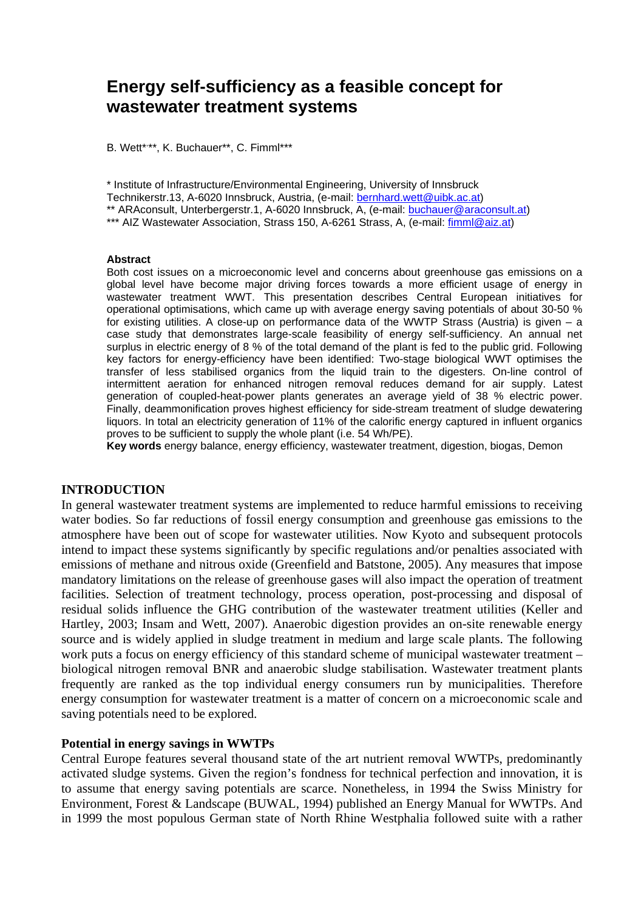# Energy self-sufficiency as a feasible concept for wastewater treatment systems

B. Wett*,**, K. Buchauer**, C. Fimml***

\* Institute of Infrastructure/Environmental Engineering, University of Innsbruck Technikerstr.13, A-6020 Innsbruck, Austria, (e-mail: bernhard.wett@uibk.ac.at)
\*\* ARAconsult, Unterbergerstr.1, A-6020 Innsbruck, A, (e-mail: buchauer@araconsult.at)
\*\*\* AIZ Wastewater Association, Strass 150, A-6261 Strass, A, (e-mail: fimml@aiz.at)

**Abstract**
Both cost issues on a microeconomic level and concerns about greenhouse gas emissions on a global level have become major driving forces towards a more efficient usage of energy in wastewater treatment WWT. This presentation describes Central European initiatives for operational optimisations, which came up with average energy saving potentials of about 30-50 % for existing utilities. A close-up on performance data of the WWTP Strass (Austria) is given – a case study that demonstrates large-scale feasibility of energy self-sufficiency. An annual net surplus in electric energy of 8 % of the total demand of the plant is fed to the public grid. Following key factors for energy-efficiency have been identified: Two-stage biological WWT optimises the transfer of less stabilised organics from the liquid train to the digesters. On-line control of intermittent aeration for enhanced nitrogen removal reduces demand for air supply. Latest generation of coupled-heat-power plants generates an average yield of 38 % electric power. Finally, deammonification proves highest efficiency for side-stream treatment of sludge dewatering liquors. In total an electricity generation of 11% of the calorific energy captured in influent organics proves to be sufficient to supply the whole plant (i.e. 54 Wh/PE).
**Key words** energy balance, energy efficiency, wastewater treatment, digestion, biogas, Demon

## INTRODUCTION

In general wastewater treatment systems are implemented to reduce harmful emissions to receiving water bodies. So far reductions of fossil energy consumption and greenhouse gas emissions to the atmosphere have been out of scope for wastewater utilities. Now Kyoto and subsequent protocols intend to impact these systems significantly by specific regulations and/or penalties associated with emissions of methane and nitrous oxide (Greenfield and Batstone, 2005). Any measures that impose mandatory limitations on the release of greenhouse gases will also impact the operation of treatment facilities. Selection of treatment technology, process operation, post-processing and disposal of residual solids influence the GHG contribution of the wastewater treatment utilities (Keller and Hartley, 2003; Insam and Wett, 2007). Anaerobic digestion provides an on-site renewable energy source and is widely applied in sludge treatment in medium and large scale plants. The following work puts a focus on energy efficiency of this standard scheme of municipal wastewater treatment – biological nitrogen removal BNR and anaerobic sludge stabilisation. Wastewater treatment plants frequently are ranked as the top individual energy consumers run by municipalities. Therefore energy consumption for wastewater treatment is a matter of concern on a microeconomic scale and saving potentials need to be explored.

### Potential in energy savings in WWTPs

Central Europe features several thousand state of the art nutrient removal WWTPs, predominantly activated sludge systems. Given the region's fondness for technical perfection and innovation, it is to assume that energy saving potentials are scarce. Nonetheless, in 1994 the Swiss Ministry for Environment, Forest & Landscape (BUWAL, 1994) published an Energy Manual for WWTPs. And in 1999 the most populous German state of North Rhine Westphalia followed suite with a rather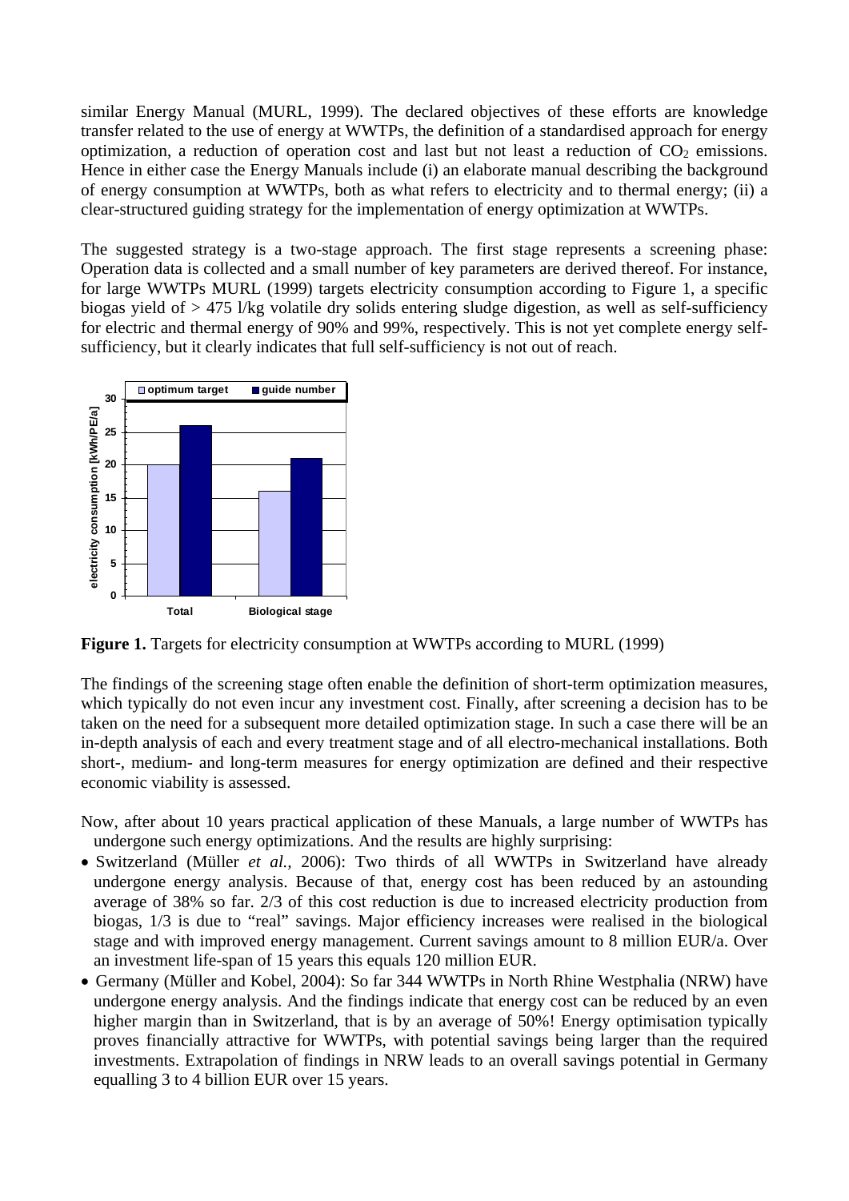similar Energy Manual (MURL, 1999). The declared objectives of these efforts are knowledge transfer related to the use of energy at WWTPs, the definition of a standardised approach for energy optimization, a reduction of operation cost and last but not least a reduction of $CO_2$ emissions. Hence in either case the Energy Manuals include (i) an elaborate manual describing the background of energy consumption at WWTPs, both as what refers to electricity and to thermal energy; (ii) a clear-structured guiding strategy for the implementation of energy optimization at WWTPs.

The suggested strategy is a two-stage approach. The first stage represents a screening phase: Operation data is collected and a small number of key parameters are derived thereof. For instance, for large WWTPs MURL (1999) targets electricity consumption according to Figure 1, a specific biogas yield of > 475 l/kg volatile dry solids entering sludge digestion, as well as self-sufficiency for electric and thermal energy of 90% and 99%, respectively. This is not yet complete energy self-sufficiency, but it clearly indicates that full self-sufficiency is not out of reach.

**Figure 1.** Targets for electricity consumption at WWTPs according to MURL (1999)

The findings of the screening stage often enable the definition of short-term optimization measures, which typically do not even incur any investment cost. Finally, after screening a decision has to be taken on the need for a subsequent more detailed optimization stage. In such a case there will be an in-depth analysis of each and every treatment stage and of all electro-mechanical installations. Both short-, medium- and long-term measures for energy optimization are defined and their respective economic viability is assessed.

Now, after about 10 years practical application of these Manuals, a large number of WWTPs has undergone such energy optimizations. And the results are highly surprising:

- Switzerland (Müller *et al.*, 2006): Two thirds of all WWTPs in Switzerland have already undergone energy analysis. Because of that, energy cost has been reduced by an astounding average of 38% so far. 2/3 of this cost reduction is due to increased electricity production from biogas, 1/3 is due to "real" savings. Major efficiency increases were realised in the biological stage and with improved energy management. Current savings amount to 8 million EUR/a. Over an investment life-span of 15 years this equals 120 million EUR.
- Germany (Müller and Kobel, 2004): So far 344 WWTPs in North Rhine Westphalia (NRW) have undergone energy analysis. And the findings indicate that energy cost can be reduced by an even higher margin than in Switzerland, that is by an average of 50%! Energy optimisation typically proves financially attractive for WWTPs, with potential savings being larger than the required investments. Extrapolation of findings in NRW leads to an overall savings potential in Germany equalling 3 to 4 billion EUR over 15 years.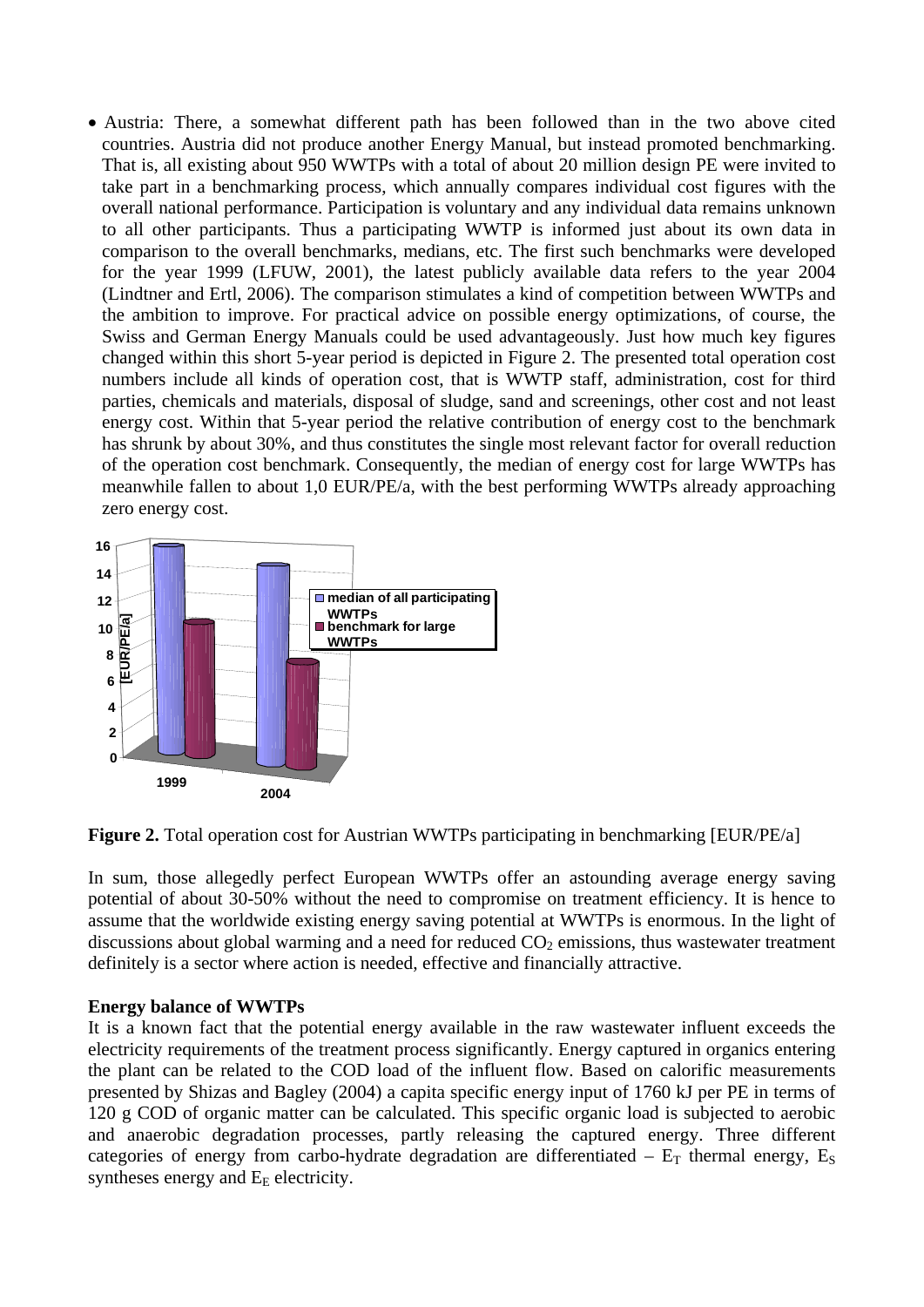- Austria: There, a somewhat different path has been followed than in the two above cited countries. Austria did not produce another Energy Manual, but instead promoted benchmarking. That is, all existing about 950 WWTPs with a total of about 20 million design PE were invited to take part in a benchmarking process, which annually compares individual cost figures with the overall national performance. Participation is voluntary and any individual data remains unknown to all other participants. Thus a participating WWTP is informed just about its own data in comparison to the overall benchmarks, medians, etc. The first such benchmarks were developed for the year 1999 (LFUW, 2001), the latest publicly available data refers to the year 2004 (Lindtner and Ertl, 2006). The comparison stimulates a kind of competition between WWTPs and the ambition to improve. For practical advice on possible energy optimizations, of course, the Swiss and German Energy Manuals could be used advantageously. Just how much key figures changed within this short 5-year period is depicted in Figure 2. The presented total operation cost numbers include all kinds of operation cost, that is WWTP staff, administration, cost for third parties, chemicals and materials, disposal of sludge, sand and screenings, other cost and not least energy cost. Within that 5-year period the relative contribution of energy cost to the benchmark has shrunk by about 30%, and thus constitutes the single most relevant factor for overall reduction of the operation cost benchmark. Consequently, the median of energy cost for large WWTPs has meanwhile fallen to about 1,0 EUR/PE/a, with the best performing WWTPs already approaching zero energy cost.

**Figure 2.** Total operation cost for Austrian WWTPs participating in benchmarking [EUR/PE/a]

In sum, those allegedly perfect European WWTPs offer an astounding average energy saving potential of about 30-50% without the need to compromise on treatment efficiency. It is hence to assume that the worldwide existing energy saving potential at WWTPs is enormous. In the light of discussions about global warming and a need for reduced $CO_2$ emissions, thus wastewater treatment definitely is a sector where action is needed, effective and financially attractive.

**Energy balance of WWTPs**

It is a known fact that the potential energy available in the raw wastewater influent exceeds the electricity requirements of the treatment process significantly. Energy captured in organics entering the plant can be related to the COD load of the influent flow. Based on calorific measurements presented by Shizas and Bagley (2004) a capita specific energy input of 1760 kJ per PE in terms of 120 g COD of organic matter can be calculated. This specific organic load is subjected to aerobic and anaerobic degradation processes, partly releasing the captured energy. Three different categories of energy from carbo-hydrate degradation are differentiated – $E_T$ thermal energy, $E_S$ syntheses energy and $E_E$ electricity.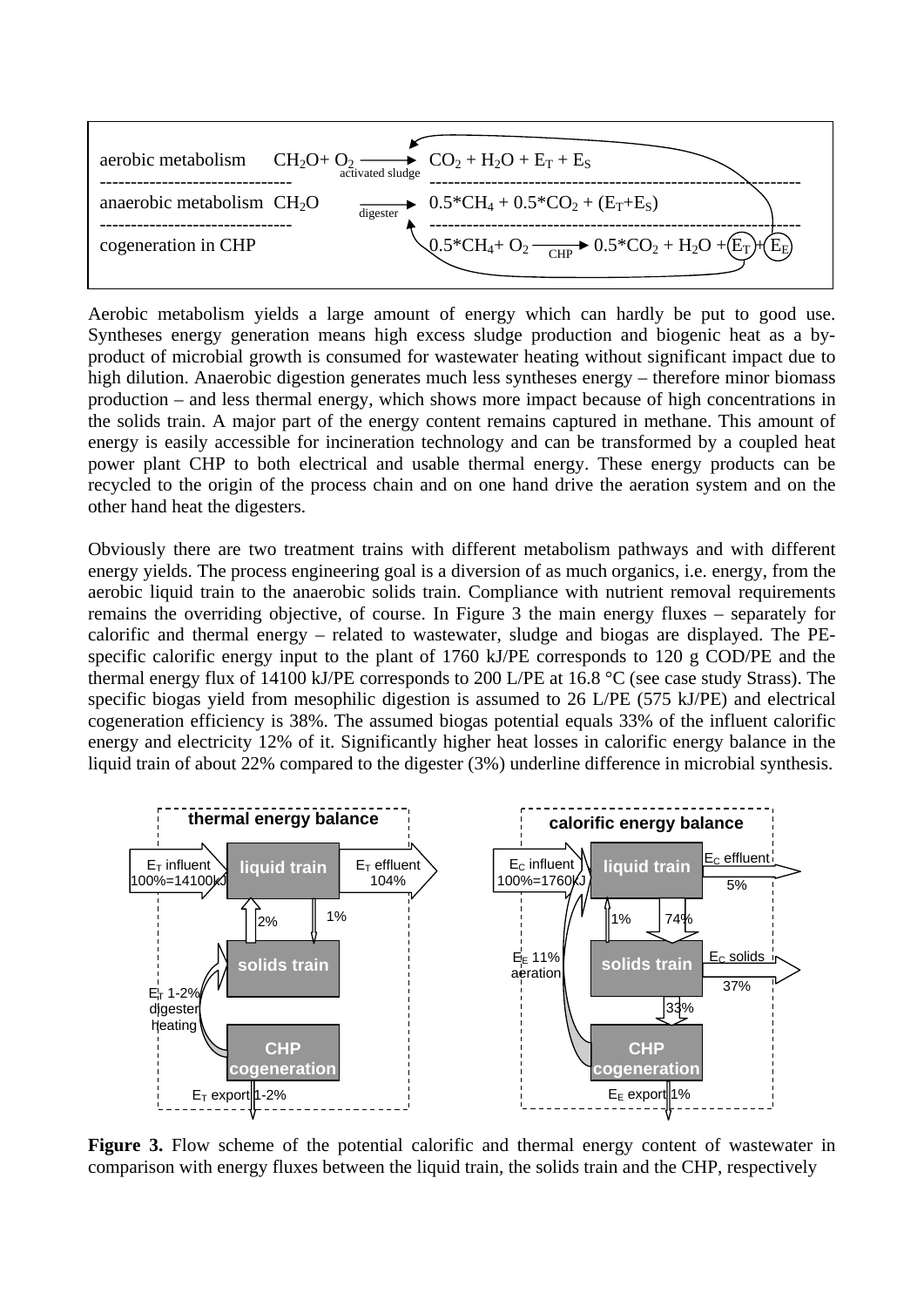aerobic metabolism $CH_2O + O_2 \xrightarrow{\text{activated sludge}} CO_2 + H_2O + E_T + E_S$

anaerobic metabolism $CH_2O \xrightarrow{\text{digester}} 0.5{*}CH_4 + 0.5{*}CO_2 + (E_T+E_S)$

cogeneration in CHP $0.5{*}CH_4 + O_2 \xrightarrow{\text{CHP}} 0.5{*}CO_2 + H_2O + E_T + E_E$

Aerobic metabolism yields a large amount of energy which can hardly be put to good use. Syntheses energy generation means high excess sludge production and biogenic heat as a by-product of microbial growth is consumed for wastewater heating without significant impact due to high dilution. Anaerobic digestion generates much less syntheses energy – therefore minor biomass production – and less thermal energy, which shows more impact because of high concentrations in the solids train. A major part of the energy content remains captured in methane. This amount of energy is easily accessible for incineration technology and can be transformed by a coupled heat power plant CHP to both electrical and usable thermal energy. These energy products can be recycled to the origin of the process chain and on one hand drive the aeration system and on the other hand heat the digesters.

Obviously there are two treatment trains with different metabolism pathways and with different energy yields. The process engineering goal is a diversion of as much organics, i.e. energy, from the aerobic liquid train to the anaerobic solids train. Compliance with nutrient removal requirements remains the overriding objective, of course. In Figure 3 the main energy fluxes – separately for calorific and thermal energy – related to wastewater, sludge and biogas are displayed. The PE-specific calorific energy input to the plant of 1760 kJ/PE corresponds to 120 g COD/PE and the thermal energy flux of 14100 kJ/PE corresponds to 200 L/PE at 16.8 °C (see case study Strass). The specific biogas yield from mesophilic digestion is assumed to 26 L/PE (575 kJ/PE) and electrical cogeneration efficiency is 38%. The assumed biogas potential equals 33% of the influent calorific energy and electricity 12% of it. Significantly higher heat losses in calorific energy balance in the liquid train of about 22% compared to the digester (3%) underline difference in microbial synthesis.

**Figure 3.** Flow scheme of the potential calorific and thermal energy content of wastewater in comparison with energy fluxes between the liquid train, the solids train and the CHP, respectively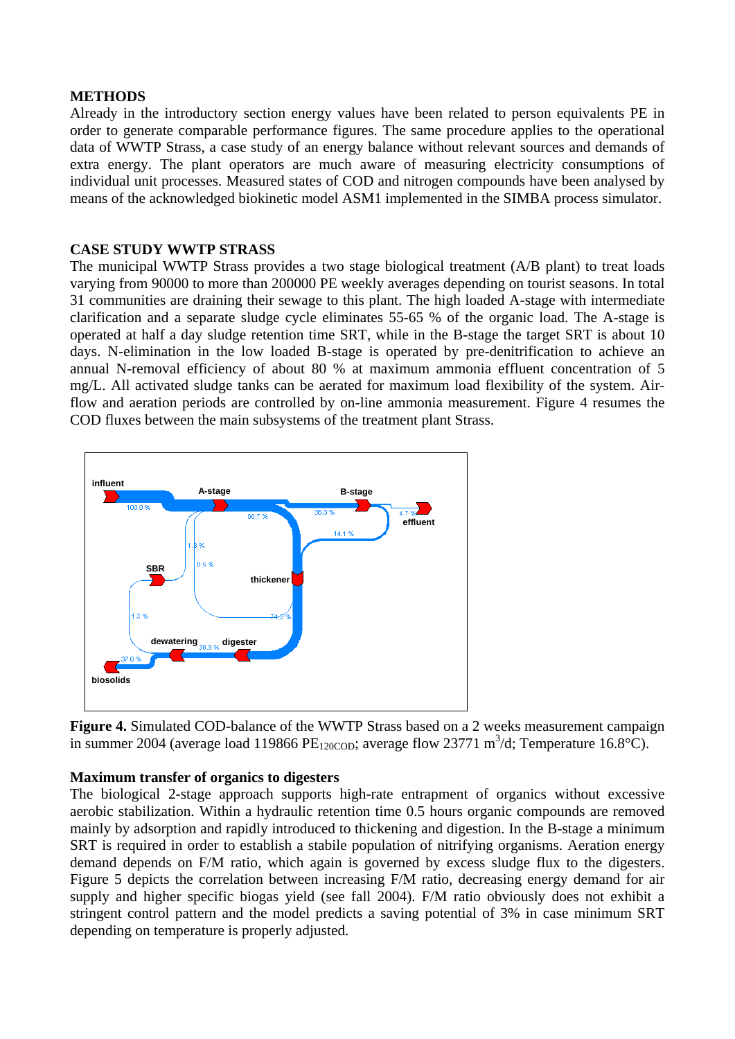## METHODS

Already in the introductory section energy values have been related to person equivalents PE in order to generate comparable performance figures. The same procedure applies to the operational data of WWTP Strass, a case study of an energy balance without relevant sources and demands of extra energy. The plant operators are much aware of measuring electricity consumptions of individual unit processes. Measured states of COD and nitrogen compounds have been analysed by means of the acknowledged biokinetic model ASM1 implemented in the SIMBA process simulator.

## CASE STUDY WWTP STRASS

The municipal WWTP Strass provides a two stage biological treatment (A/B plant) to treat loads varying from 90000 to more than 200000 PE weekly averages depending on tourist seasons. In total 31 communities are draining their sewage to this plant. The high loaded A-stage with intermediate clarification and a separate sludge cycle eliminates 55-65 % of the organic load. The A-stage is operated at half a day sludge retention time SRT, while in the B-stage the target SRT is about 10 days. N-elimination in the low loaded B-stage is operated by pre-denitrification to achieve an annual N-removal efficiency of about 80 % at maximum ammonia effluent concentration of 5 mg/L. All activated sludge tanks can be aerated for maximum load flexibility of the system. Air-flow and aeration periods are controlled by on-line ammonia measurement. Figure 4 resumes the COD fluxes between the main subsystems of the treatment plant Strass.

**Figure 4.** Simulated COD-balance of the WWTP Strass based on a 2 weeks measurement campaign in summer 2004 (average load 119866 $PE_{120COD}$; average flow 23771 $m^3/d$; Temperature 16.8°C).

### Maximum transfer of organics to digesters

The biological 2-stage approach supports high-rate entrapment of organics without excessive aerobic stabilization. Within a hydraulic retention time 0.5 hours organic compounds are removed mainly by adsorption and rapidly introduced to thickening and digestion. In the B-stage a minimum SRT is required in order to establish a stabile population of nitrifying organisms. Aeration energy demand depends on F/M ratio, which again is governed by excess sludge flux to the digesters. Figure 5 depicts the correlation between increasing F/M ratio, decreasing energy demand for air supply and higher specific biogas yield (see fall 2004). F/M ratio obviously does not exhibit a stringent control pattern and the model predicts a saving potential of 3% in case minimum SRT depending on temperature is properly adjusted.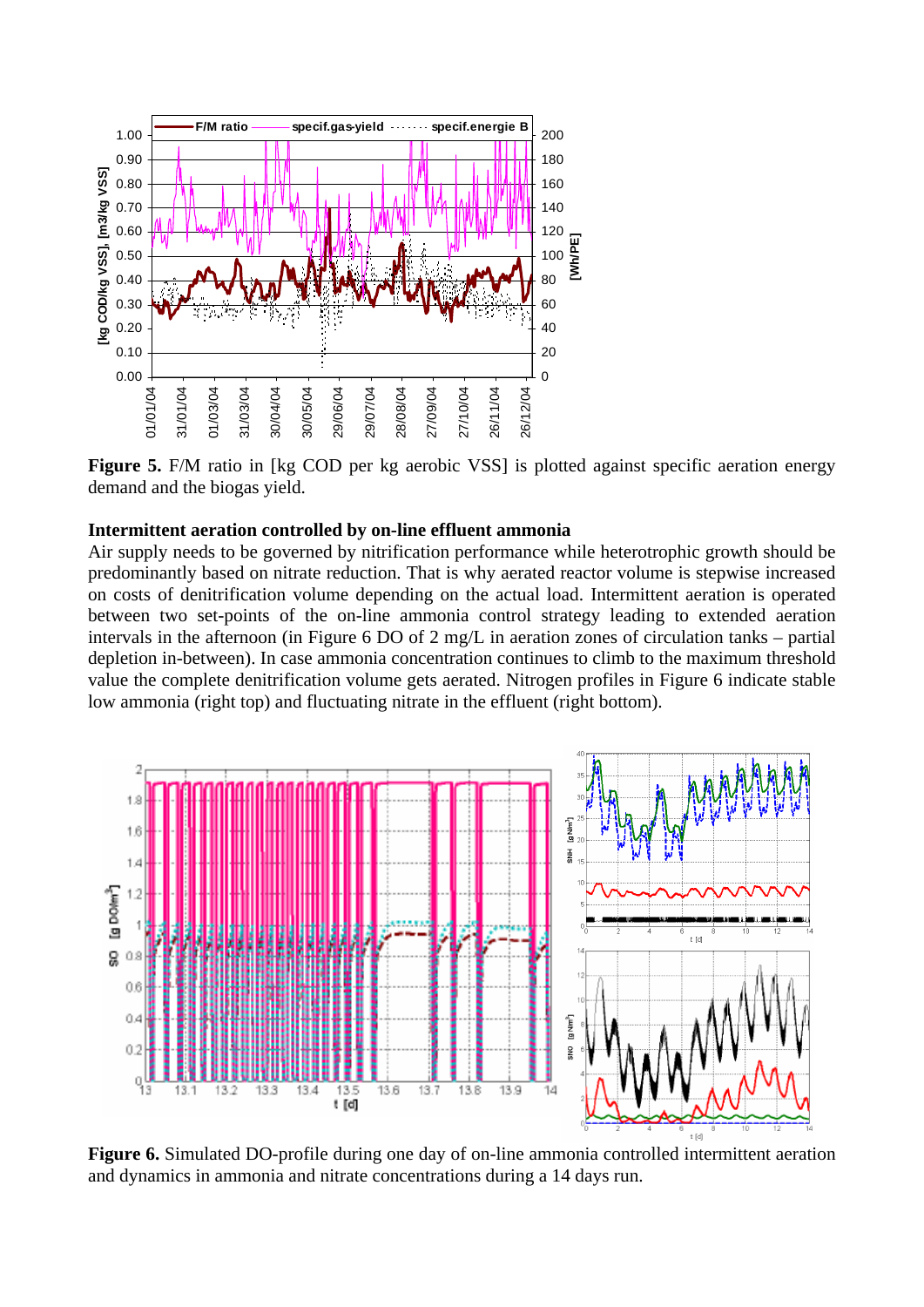**Figure 5.** F/M ratio in [kg COD per kg aerobic VSS] is plotted against specific aeration energy demand and the biogas yield.

**Intermittent aeration controlled by on-line effluent ammonia**

Air supply needs to be governed by nitrification performance while heterotrophic growth should be predominantly based on nitrate reduction. That is why aerated reactor volume is stepwise increased on costs of denitrification volume depending on the actual load. Intermittent aeration is operated between two set-points of the on-line ammonia control strategy leading to extended aeration intervals in the afternoon (in Figure 6 DO of 2 mg/L in aeration zones of circulation tanks – partial depletion in-between). In case ammonia concentration continues to climb to the maximum threshold value the complete denitrification volume gets aerated. Nitrogen profiles in Figure 6 indicate stable low ammonia (right top) and fluctuating nitrate in the effluent (right bottom).

**Figure 6.** Simulated DO-profile during one day of on-line ammonia controlled intermittent aeration and dynamics in ammonia and nitrate concentrations during a 14 days run.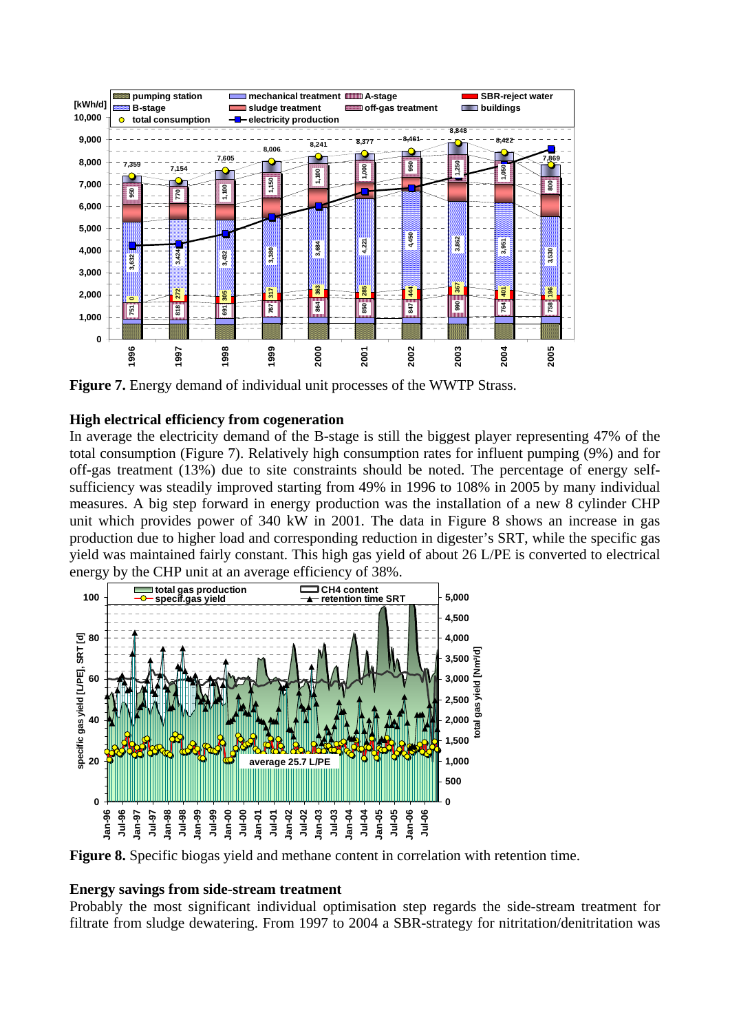**Figure 7.** Energy demand of individual unit processes of the WWTP Strass.

### High electrical efficiency from cogeneration

In average the electricity demand of the B-stage is still the biggest player representing 47% of the total consumption (Figure 7). Relatively high consumption rates for influent pumping (9%) and for off-gas treatment (13%) due to site constraints should be noted. The percentage of energy self-sufficiency was steadily improved starting from 49% in 1996 to 108% in 2005 by many individual measures. A big step forward in energy production was the installation of a new 8 cylinder CHP unit which provides power of 340 kW in 2001. The data in Figure 8 shows an increase in gas production due to higher load and corresponding reduction in digester's SRT, while the specific gas yield was maintained fairly constant. This high gas yield of about 26 L/PE is converted to electrical energy by the CHP unit at an average efficiency of 38%.

**Figure 8.** Specific biogas yield and methane content in correlation with retention time.

### Energy savings from side-stream treatment

Probably the most significant individual optimisation step regards the side-stream treatment for filtrate from sludge dewatering. From 1997 to 2004 a SBR-strategy for nitritation/denitritation was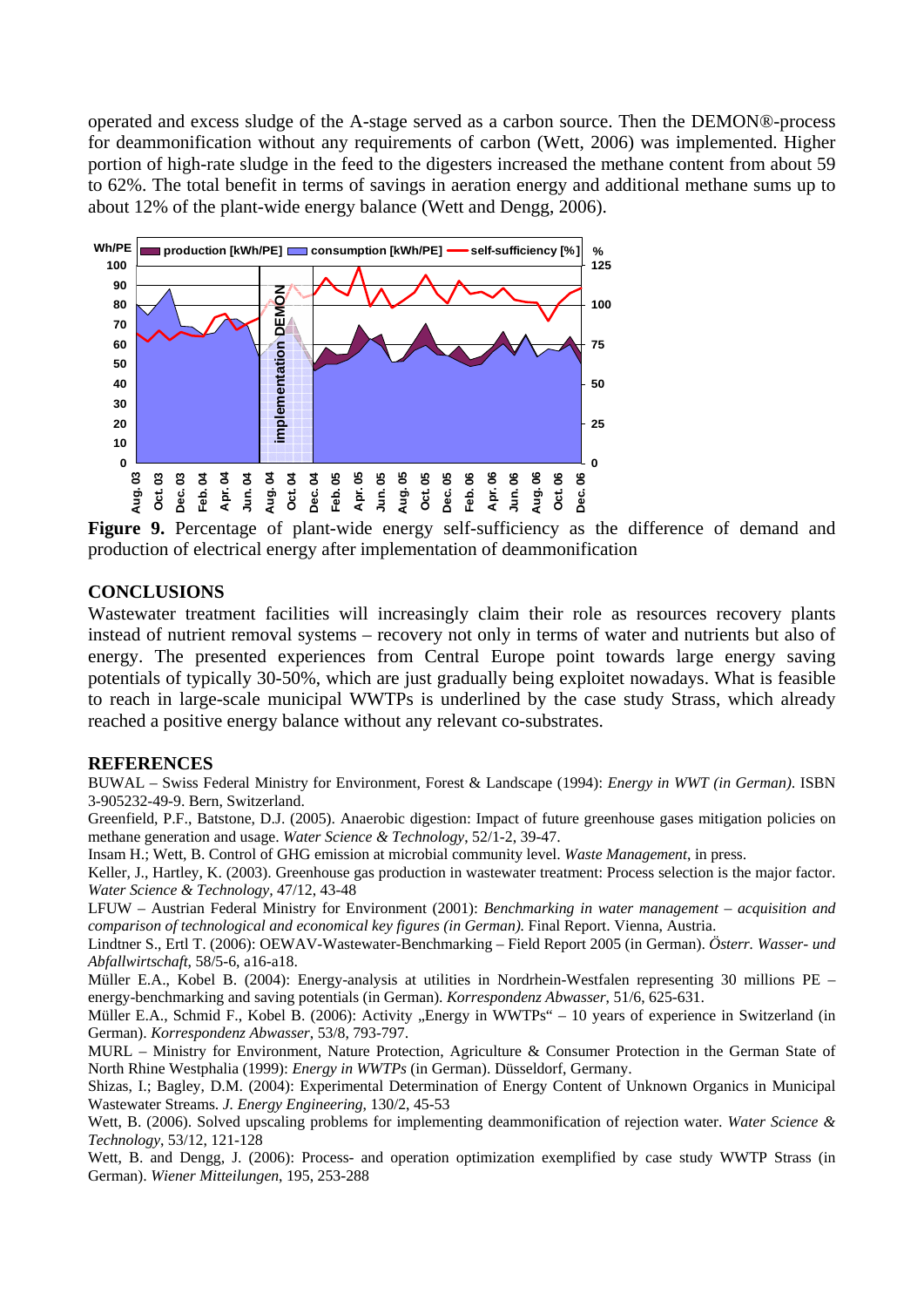operated and excess sludge of the A-stage served as a carbon source. Then the DEMON®-process for deammonification without any requirements of carbon (Wett, 2006) was implemented. Higher portion of high-rate sludge in the feed to the digesters increased the methane content from about 59 to 62%. The total benefit in terms of savings in aeration energy and additional methane sums up to about 12% of the plant-wide energy balance (Wett and Dengg, 2006).

Wh/PE
production [kWh/PE]
consumption [kWh/PE]
self-sufficiency [%]
%
100
90
80
70
60
50
40
30
20
10
0
125
100
75
50
25
0
implementation DEMON
Aug. 03
Oct. 03
Dec. 03
Feb. 04
Apr. 04
Jun. 04
Aug. 04
Oct. 04
Dec. 04
Feb. 05
Apr. 05
Jun. 05
Aug. 05
Oct. 05
Dec. 05
Feb. 06
Apr. 06
Jun. 06
Aug. 06
Oct. 06
Dec. 06

**Figure 9.** Percentage of plant-wide energy self-sufficiency as the difference of demand and production of electrical energy after implementation of deammonification

## CONCLUSIONS

Wastewater treatment facilities will increasingly claim their role as resources recovery plants instead of nutrient removal systems – recovery not only in terms of water and nutrients but also of energy. The presented experiences from Central Europe point towards large energy saving potentials of typically 30-50%, which are just gradually being exploitet nowadays. What is feasible to reach in large-scale municipal WWTPs is underlined by the case study Strass, which already reached a positive energy balance without any relevant co-substrates.

## REFERENCES

BUWAL – Swiss Federal Ministry for Environment, Forest & Landscape (1994): *Energy in WWT (in German)*. ISBN 3-905232-49-9. Bern, Switzerland.

Greenfield, P.F., Batstone, D.J. (2005). Anaerobic digestion: Impact of future greenhouse gases mitigation policies on methane generation and usage. *Water Science & Technology*, 52/1-2, 39-47.

Insam H.; Wett, B. Control of GHG emission at microbial community level. *Waste Management*, in press.

Keller, J., Hartley, K. (2003). Greenhouse gas production in wastewater treatment: Process selection is the major factor. *Water Science & Technology*, 47/12, 43-48

LFUW – Austrian Federal Ministry for Environment (2001): *Benchmarking in water management – acquisition and comparison of technological and economical key figures (in German)*. Final Report. Vienna, Austria.

Lindtner S., Ertl T. (2006): OEWAV-Wastewater-Benchmarking – Field Report 2005 (in German). *Österr. Wasser- und Abfallwirtschaft*, 58/5-6, a16-a18.

Müller E.A., Kobel B. (2004): Energy-analysis at utilities in Nordrhein-Westfalen representing 30 millions PE – energy-benchmarking and saving potentials (in German). *Korrespondenz Abwasser*, 51/6, 625-631.

Müller E.A., Schmid F., Kobel B. (2006): Activity „Energy in WWTPs" – 10 years of experience in Switzerland (in German). *Korrespondenz Abwasser*, 53/8, 793-797.

MURL – Ministry for Environment, Nature Protection, Agriculture & Consumer Protection in the German State of North Rhine Westphalia (1999): *Energy in WWTPs* (in German). Düsseldorf, Germany.

Shizas, I.; Bagley, D.M. (2004): Experimental Determination of Energy Content of Unknown Organics in Municipal Wastewater Streams. *J. Energy Engineering*, 130/2, 45-53

Wett, B. (2006). Solved upscaling problems for implementing deammonification of rejection water. *Water Science & Technology*, 53/12, 121-128

Wett, B. and Dengg, J. (2006): Process- and operation optimization exemplified by case study WWTP Strass (in German). *Wiener Mitteilungen*, 195, 253-288